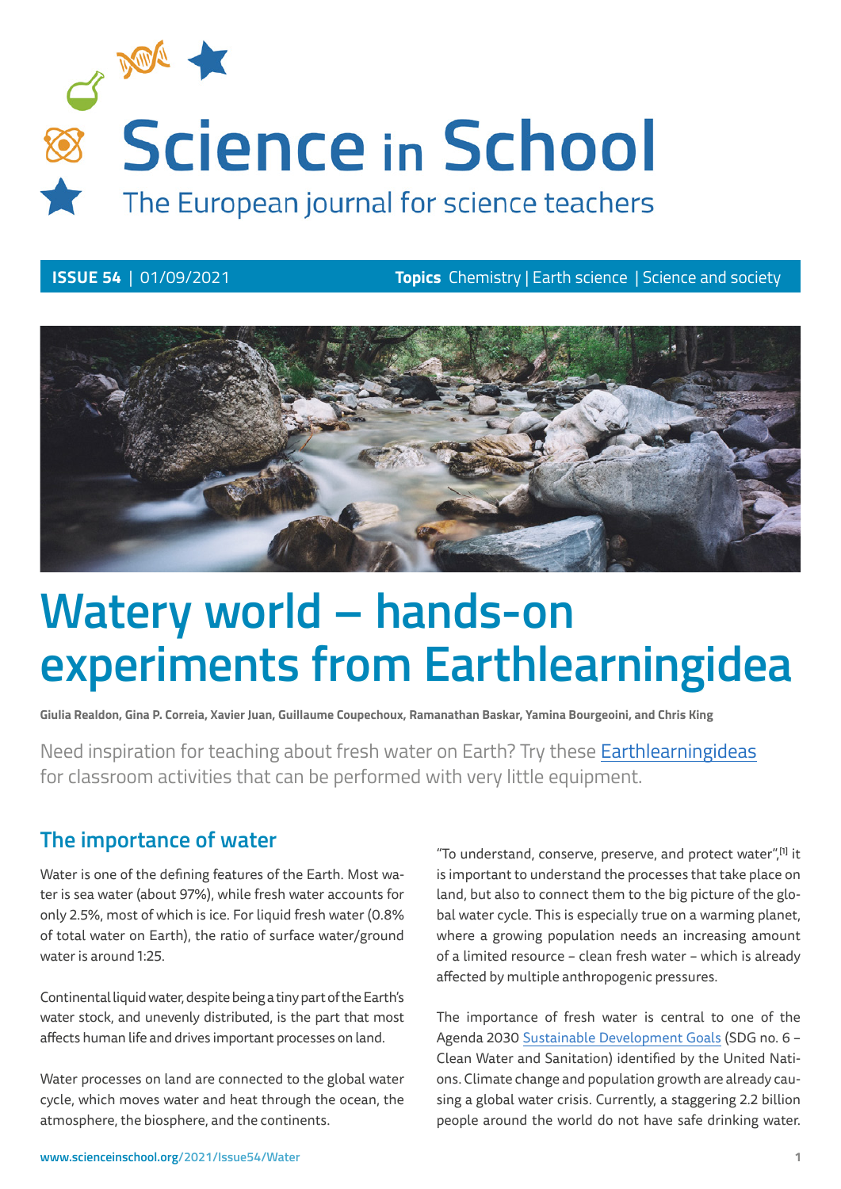# Science in School

The European journal for science teachers

**ISSUE 54** | 01/09/2021 **Topics** Chemistry | Earth science | Science and society

# Watery world – hands-on experiments from Earthlearningidea

**Giulia Realdon, Gina P. Correia, Xavier Juan, Guillaume Coupechoux, Ramanathan Baskar, Yamina Bourgeoini, and Chris King**

Need inspiration for teaching about fresh water on Earth? Try these Earthlearningideas for classroom activities that can be performed with very little equipment.

## The importance of water

Water is one of the defining features of the Earth. Most water is sea water (about 97%), while fresh water accounts for only 2.5%, most of which is ice. For liquid fresh water (0.8% of total water on Earth), the ratio of surface water/ground water is around 1:25.

Continental liquid water, despite being a tiny part of the Earth's water stock, and unevenly distributed, is the part that most affects human life and drives important processes on land.

Water processes on land are connected to the global water cycle, which moves water and heat through the ocean, the atmosphere, the biosphere, and the continents.

"To understand, conserve, preserve, and protect water",[1] it is important to understand the processes that take place on land, but also to connect them to the big picture of the global water cycle. This is especially true on a warming planet, where a growing population needs an increasing amount of a limited resource – clean fresh water – which is already affected by multiple anthropogenic pressures.

The importance of fresh water is central to one of the Agenda 2030 Sustainable Development Goals (SDG no. 6 – Clean Water and Sanitation) identified by the United Nations. Climate change and population growth are already causing a global water crisis. Currently, a staggering 2.2 billion people around the world do not have safe drinking water.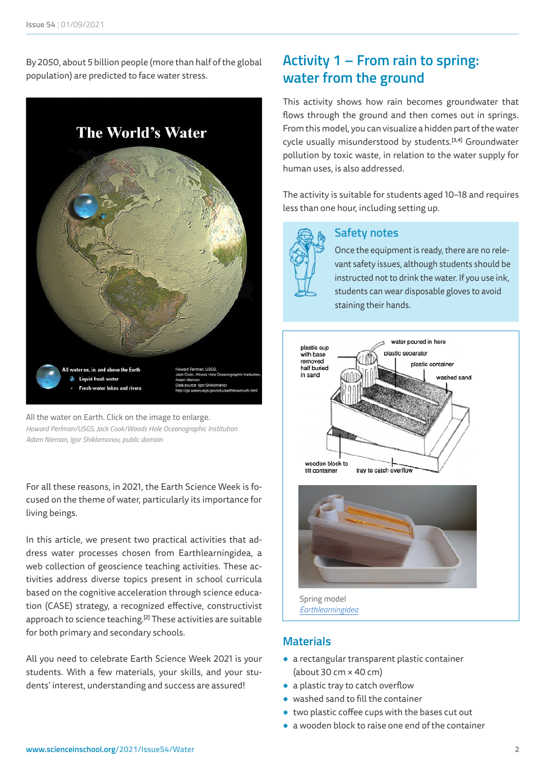By 2050, about 5 billion people (more than half of the global population) are predicted to face water stress.

All the water on Earth. Click on the image to enlarge.
*Howard Perlman/USGS, Jack Cook/Woods Hole Oceanographic Institution Adam Nieman, Igor Shiklamonov, public domain*

For all these reasons, in 2021, the Earth Science Week is focused on the theme of water, particularly its importance for living beings.

In this article, we present two practical activities that address water processes chosen from Earthlearningidea, a web collection of geoscience teaching activities. These activities address diverse topics present in school curricula based on the cognitive acceleration through science education (CASE) strategy, a recognized effective, constructivist approach to science teaching.[2] These activities are suitable for both primary and secondary schools.

All you need to celebrate Earth Science Week 2021 is your students. With a few materials, your skills, and your students' interest, understanding and success are assured!

## Activity 1 – From rain to spring: water from the ground

This activity shows how rain becomes groundwater that flows through the ground and then comes out in springs. From this model, you can visualize a hidden part of the water cycle usually misunderstood by students.[3,4] Groundwater pollution by toxic waste, in relation to the water supply for human uses, is also addressed.

The activity is suitable for students aged 10–18 and requires less than one hour, including setting up.

### Safety notes

Once the equipment is ready, there are no relevant safety issues, although students should be instructed not to drink the water. If you use ink, students can wear disposable gloves to avoid staining their hands.

Spring model
*Earthlearningidea*

## Materials

- a rectangular transparent plastic container (about 30 cm × 40 cm)
- a plastic tray to catch overflow
- washed sand to fill the container
- two plastic coffee cups with the bases cut out
- a wooden block to raise one end of the container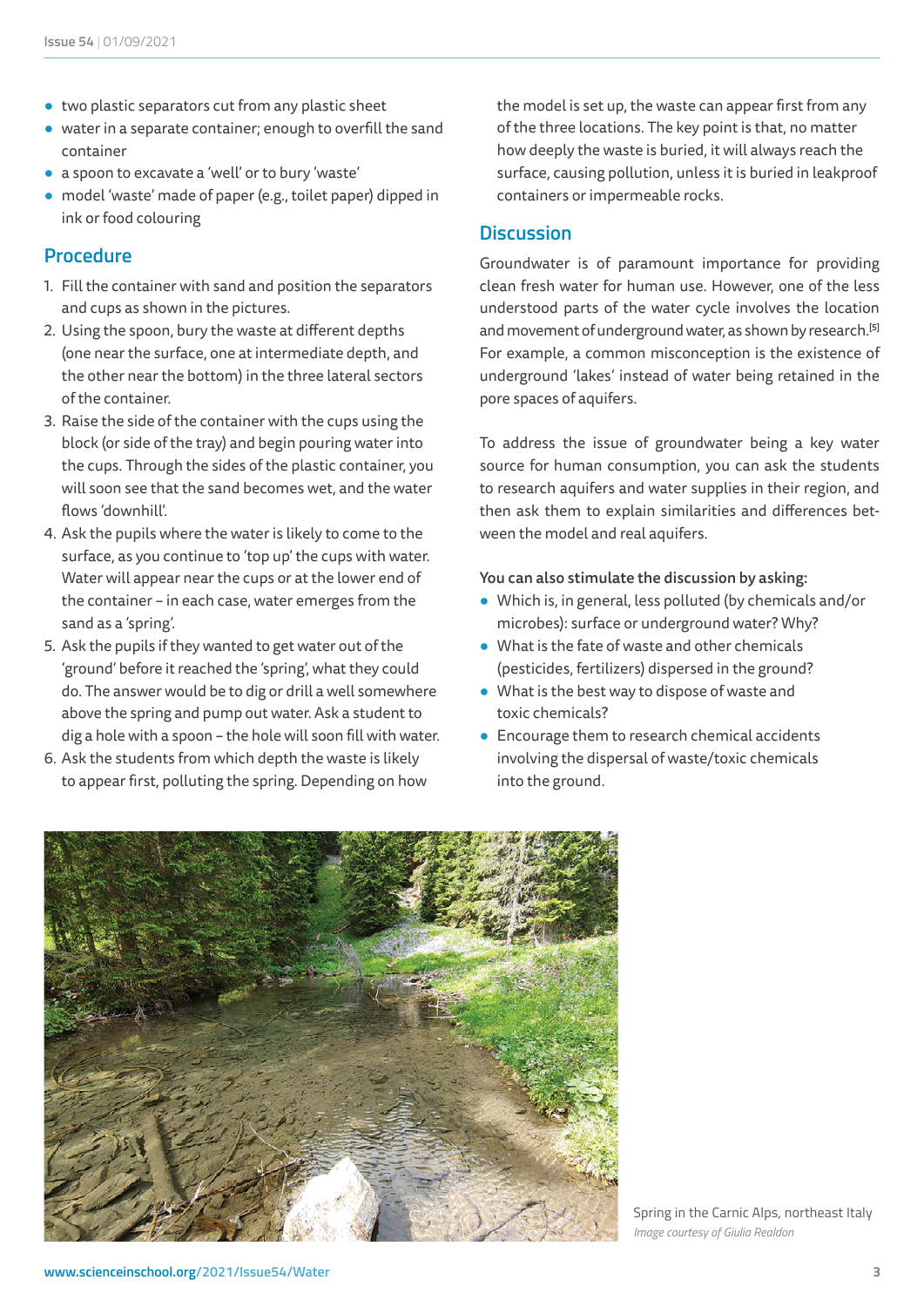- two plastic separators cut from any plastic sheet
- water in a separate container; enough to overfill the sand container
- a spoon to excavate a 'well' or to bury 'waste'
- model 'waste' made of paper (e.g., toilet paper) dipped in ink or food colouring

## Procedure

1. Fill the container with sand and position the separators and cups as shown in the pictures.
2. Using the spoon, bury the waste at different depths (one near the surface, one at intermediate depth, and the other near the bottom) in the three lateral sectors of the container.
3. Raise the side of the container with the cups using the block (or side of the tray) and begin pouring water into the cups. Through the sides of the plastic container, you will soon see that the sand becomes wet, and the water flows 'downhill'.
4. Ask the pupils where the water is likely to come to the surface, as you continue to 'top up' the cups with water. Water will appear near the cups or at the lower end of the container – in each case, water emerges from the sand as a 'spring'.
5. Ask the pupils if they wanted to get water out of the 'ground' before it reached the 'spring', what they could do. The answer would be to dig or drill a well somewhere above the spring and pump out water. Ask a student to dig a hole with a spoon – the hole will soon fill with water.
6. Ask the students from which depth the waste is likely to appear first, polluting the spring. Depending on how the model is set up, the waste can appear first from any of the three locations. The key point is that, no matter how deeply the waste is buried, it will always reach the surface, causing pollution, unless it is buried in leakproof containers or impermeable rocks.

## Discussion

Groundwater is of paramount importance for providing clean fresh water for human use. However, one of the less understood parts of the water cycle involves the location and movement of underground water, as shown by research.[5] For example, a common misconception is the existence of underground 'lakes' instead of water being retained in the pore spaces of aquifers.

To address the issue of groundwater being a key water source for human consumption, you can ask the students to research aquifers and water supplies in their region, and then ask them to explain similarities and differences between the model and real aquifers.

**You can also stimulate the discussion by asking:**

- Which is, in general, less polluted (by chemicals and/or microbes): surface or underground water? Why?
- What is the fate of waste and other chemicals (pesticides, fertilizers) dispersed in the ground?
- What is the best way to dispose of waste and toxic chemicals?
- Encourage them to research chemical accidents involving the dispersal of waste/toxic chemicals into the ground.

Spring in the Carnic Alps, northeast Italy
*Image courtesy of Giulia Realdon*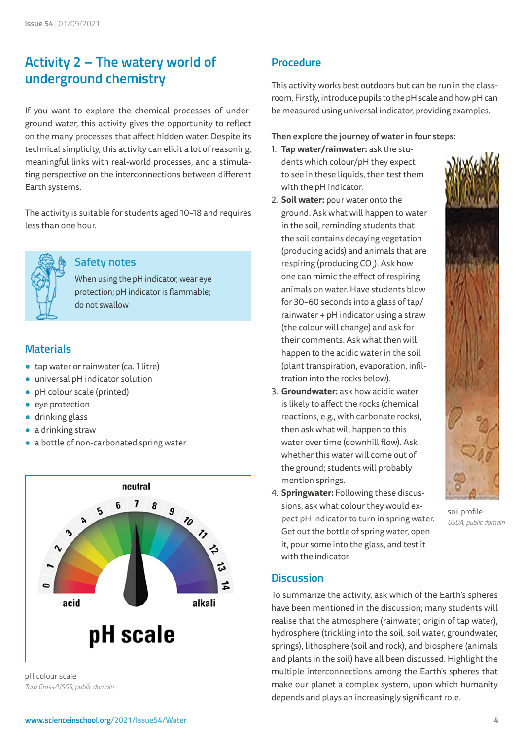## Activity 2 – The watery world of underground chemistry

If you want to explore the chemical processes of underground water, this activity gives the opportunity to reflect on the many processes that affect hidden water. Despite its technical simplicity, this activity can elicit a lot of reasoning, meaningful links with real-world processes, and a stimulating perspective on the interconnections between different Earth systems.

The activity is suitable for students aged 10–18 and requires less than one hour.

### Safety notes

When using the pH indicator, wear eye protection; pH indicator is flammable; do not swallow

### Materials

- tap water or rainwater (ca. 1 litre)
- universal pH indicator solution
- pH colour scale (printed)
- eye protection
- drinking glass
- a drinking straw
- a bottle of non-carbonated spring water

pH colour scale
*Tara Gross/USGS, public domain*

### Procedure

This activity works best outdoors but can be run in the classroom. Firstly, introduce pupils to the pH scale and how pH can be measured using universal indicator, providing examples.

**Then explore the journey of water in four steps:**

1. **Tap water/rainwater:** ask the students which colour/pH they expect to see in these liquids, then test them with the pH indicator.
2. **Soil water:** pour water onto the ground. Ask what will happen to water in the soil, reminding students that the soil contains decaying vegetation (producing acids) and animals that are respiring (producing $CO_2$). Ask how one can mimic the effect of respiring animals on water. Have students blow for 30–60 seconds into a glass of tap/rainwater + pH indicator using a straw (the colour will change) and ask for their comments. Ask what then will happen to the acidic water in the soil (plant transpiration, evaporation, infiltration into the rocks below).
3. **Groundwater:** ask how acidic water is likely to affect the rocks (chemical reactions, e.g., with carbonate rocks), then ask what will happen to this water over time (downhill flow). Ask whether this water will come out of the ground; students will probably mention springs.
4. **Springwater:** Following these discussions, ask what colour they would expect pH indicator to turn in spring water. Get out the bottle of spring water, open it, pour some into the glass, and test it with the indicator.

soil profile
*USDA, public domain*

### Discussion

To summarize the activity, ask which of the Earth's spheres have been mentioned in the discussion; many students will realise that the atmosphere (rainwater, origin of tap water), hydrosphere (trickling into the soil, soil water, groundwater, springs), lithosphere (soil and rock), and biosphere (animals and plants in the soil) have all been discussed. Highlight the multiple interconnections among the Earth's spheres that make our planet a complex system, upon which humanity depends and plays an increasingly significant role.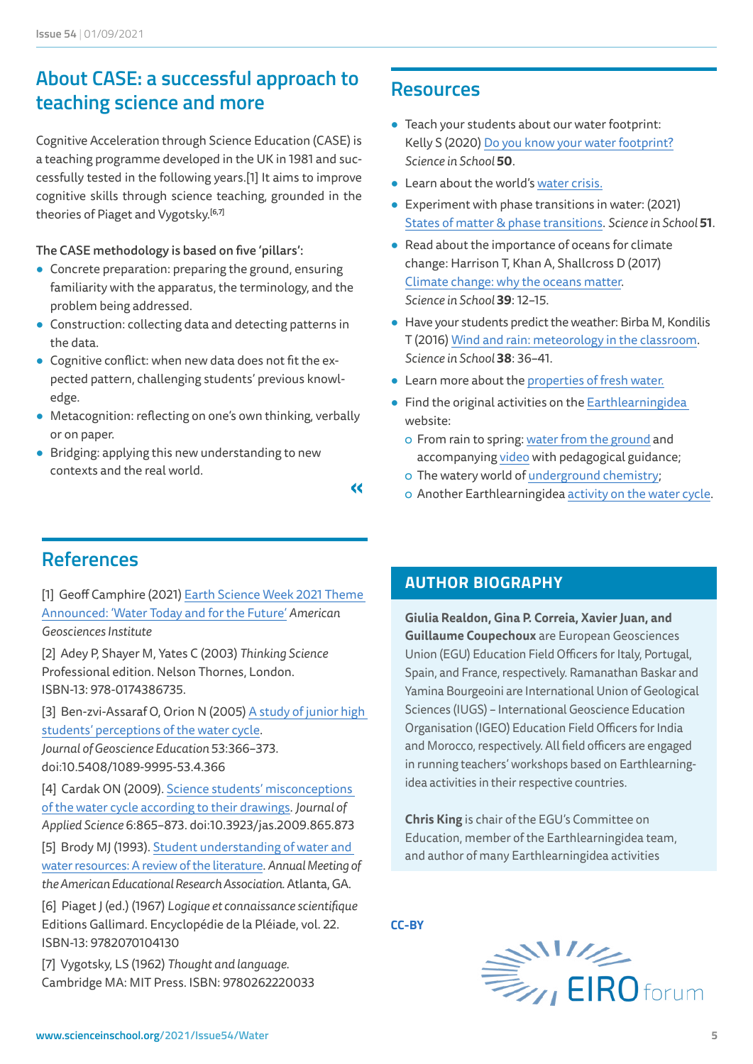## About CASE: a successful approach to teaching science and more

Cognitive Acceleration through Science Education (CASE) is a teaching programme developed in the UK in 1981 and successfully tested in the following years.[1] It aims to improve cognitive skills through science teaching, grounded in the theories of Piaget and Vygotsky.[6,7]

**The CASE methodology is based on five 'pillars':**

- Concrete preparation: preparing the ground, ensuring familiarity with the apparatus, the terminology, and the problem being addressed.
- Construction: collecting data and detecting patterns in the data.
- Cognitive conflict: when new data does not fit the expected pattern, challenging students' previous knowledge.
- Metacognition: reflecting on one's own thinking, verbally or on paper.
- Bridging: applying this new understanding to new contexts and the real world.

## Resources

- Teach your students about our water footprint: Kelly S (2020) Do you know your water footprint? *Science in School* **50**.
- Learn about the world's water crisis.
- Experiment with phase transitions in water: (2021) States of matter & phase transitions. *Science in School* **51**.
- Read about the importance of oceans for climate change: Harrison T, Khan A, Shallcross D (2017) Climate change: why the oceans matter. *Science in School* **39**: 12–15.
- Have your students predict the weather: Birba M, Kondilis T (2016) Wind and rain: meteorology in the classroom. *Science in School* **38**: 36–41.
- Learn more about the properties of fresh water.
- Find the original activities on the Earthlearningidea website:
  - From rain to spring: water from the ground and accompanying video with pedagogical guidance;
  - The watery world of underground chemistry;
  - Another Earthlearningidea activity on the water cycle.

## References

[1] Geoff Camphire (2021) Earth Science Week 2021 Theme Announced: 'Water Today and for the Future' *American Geosciences Institute*

[2] Adey P, Shayer M, Yates C (2003) *Thinking Science* Professional edition. Nelson Thornes, London. ISBN-13: 978-0174386735.

[3] Ben-zvi-Assaraf O, Orion N (2005) A study of junior high students' perceptions of the water cycle. *Journal of Geoscience Education* 53:366–373. doi:10.5408/1089-9995-53.4.366

[4] Cardak ON (2009). Science students' misconceptions of the water cycle according to their drawings. *Journal of Applied Science* 6:865–873. doi:10.3923/jas.2009.865.873

[5] Brody MJ (1993). Student understanding of water and water resources: A review of the literature. *Annual Meeting of the American Educational Research Association.* Atlanta, GA.

[6] Piaget J (ed.) (1967) *Logique et connaissance scientifique* Editions Gallimard. Encyclopédie de la Pléiade, vol. 22. ISBN-13: 9782070104130

[7] Vygotsky, LS (1962) *Thought and language.* Cambridge MA: MIT Press. ISBN: 9780262220033

## AUTHOR BIOGRAPHY

**Giulia Realdon, Gina P. Correia, Xavier Juan, and Guillaume Coupechoux** are European Geosciences Union (EGU) Education Field Officers for Italy, Portugal, Spain, and France, respectively. Ramanathan Baskar and Yamina Bourgeoini are International Union of Geological Sciences (IUGS) – International Geoscience Education Organisation (IGEO) Education Field Officers for India and Morocco, respectively. All field officers are engaged in running teachers' workshops based on Earthlearningidea activities in their respective countries.

**Chris King** is chair of the EGU's Committee on Education, member of the Earthlearningidea team, and author of many Earthlearningidea activities

**CC-BY**

EIRO forum